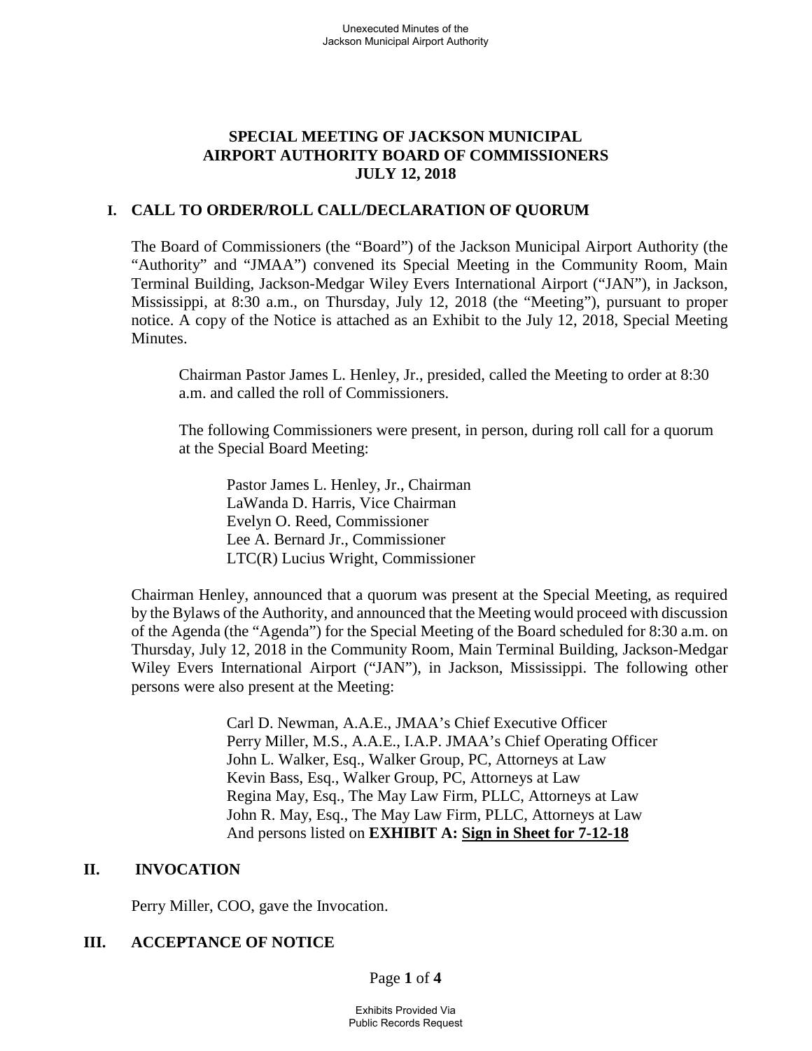# SPECIAL MEETING OF JACKSON MUNICIPAL AIRPORT AUTHORITY BOARD OF COMMISSIONERS JULY 12, 2018

## I. CALL TO ORDER/ROLL CALL/DECLARATION OF QUORUM

The Board of Commissioners (the "Board") of the Jackson Municipal Airport Authority (the "Authority" and "JMAA") convened its Special Meeting in the Community Room, Main Terminal Building, Jackson-Medgar Wiley Evers International Airport ("JAN"), in Jackson, Mississippi, at 8:30 a.m., on Thursday, July 12, 2018 (the "Meeting"), pursuant to proper notice. A copy of the Notice is attached as an Exhibit to the July 12, 2018, Special Meeting Minutes.

Chairman Pastor James L. Henley, Jr., presided, called the Meeting to order at 8:30 a.m. and called the roll of Commissioners.

The following Commissioners were present, in person, during roll call for a quorum at the Special Board Meeting:

Pastor James L. Henley, Jr., Chairman
LaWanda D. Harris, Vice Chairman
Evelyn O. Reed, Commissioner
Lee A. Bernard Jr., Commissioner
LTC(R) Lucius Wright, Commissioner

Chairman Henley, announced that a quorum was present at the Special Meeting, as required by the Bylaws of the Authority, and announced that the Meeting would proceed with discussion of the Agenda (the "Agenda") for the Special Meeting of the Board scheduled for 8:30 a.m. on Thursday, July 12, 2018 in the Community Room, Main Terminal Building, Jackson-Medgar Wiley Evers International Airport ("JAN"), in Jackson, Mississippi. The following other persons were also present at the Meeting:

Carl D. Newman, A.A.E., JMAA's Chief Executive Officer
Perry Miller, M.S., A.A.E., I.A.P. JMAA's Chief Operating Officer
John L. Walker, Esq., Walker Group, PC, Attorneys at Law
Kevin Bass, Esq., Walker Group, PC, Attorneys at Law
Regina May, Esq., The May Law Firm, PLLC, Attorneys at Law
John R. May, Esq., The May Law Firm, PLLC, Attorneys at Law
And persons listed on **EXHIBIT A: Sign in Sheet for 7-12-18**

## II. INVOCATION

Perry Miller, COO, gave the Invocation.

## III. ACCEPTANCE OF NOTICE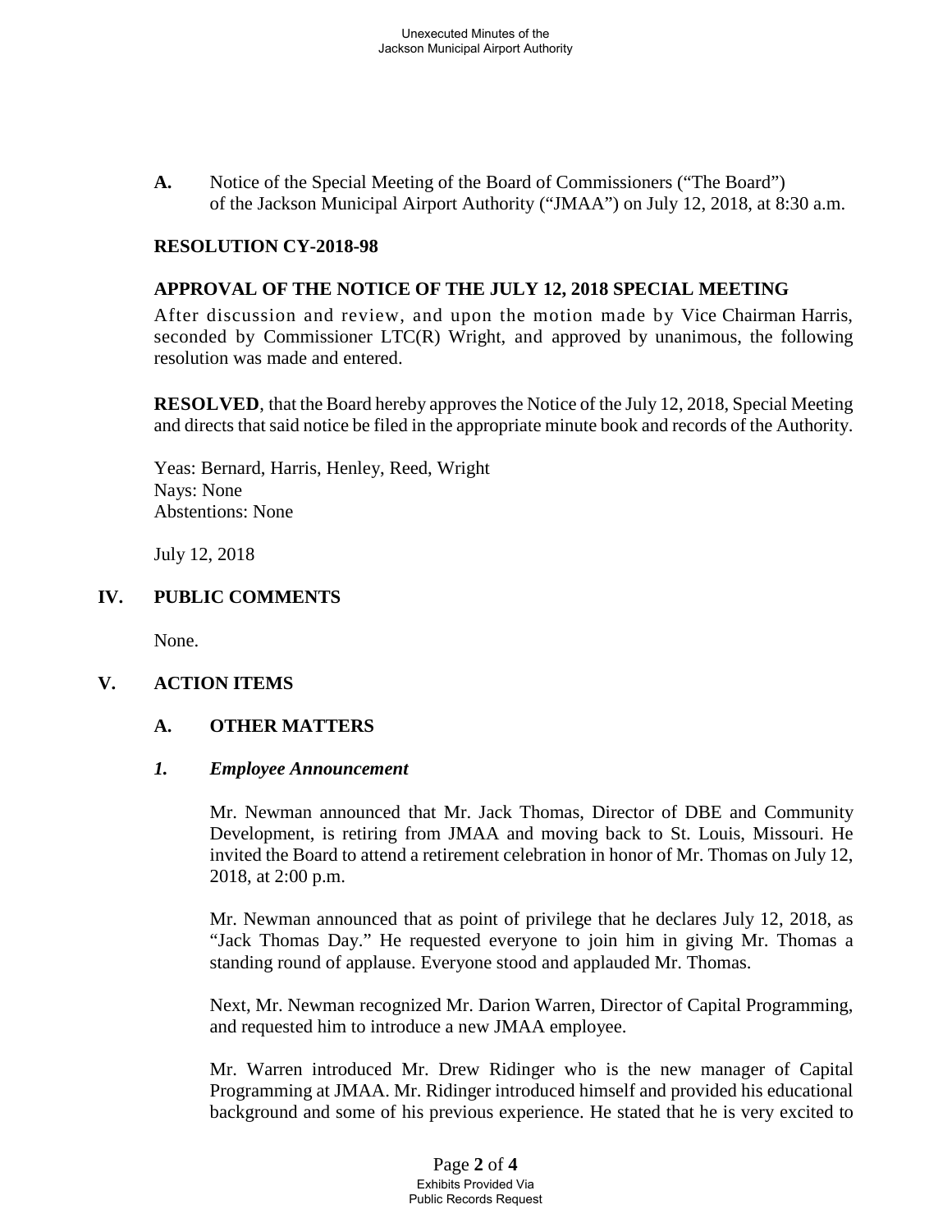**A.** Notice of the Special Meeting of the Board of Commissioners ("The Board") of the Jackson Municipal Airport Authority ("JMAA") on July 12, 2018, at 8:30 a.m.

**RESOLUTION CY-2018-98**

**APPROVAL OF THE NOTICE OF THE JULY 12, 2018 SPECIAL MEETING**

After discussion and review, and upon the motion made by Vice Chairman Harris, seconded by Commissioner LTC(R) Wright, and approved by unanimous, the following resolution was made and entered.

**RESOLVED**, that the Board hereby approves the Notice of the July 12, 2018, Special Meeting and directs that said notice be filed in the appropriate minute book and records of the Authority.

Yeas: Bernard, Harris, Henley, Reed, Wright
Nays: None
Abstentions: None

July 12, 2018

## IV. PUBLIC COMMENTS

None.

## V. ACTION ITEMS

### A. OTHER MATTERS

#### *1. Employee Announcement*

Mr. Newman announced that Mr. Jack Thomas, Director of DBE and Community Development, is retiring from JMAA and moving back to St. Louis, Missouri. He invited the Board to attend a retirement celebration in honor of Mr. Thomas on July 12, 2018, at 2:00 p.m.

Mr. Newman announced that as point of privilege that he declares July 12, 2018, as "Jack Thomas Day." He requested everyone to join him in giving Mr. Thomas a standing round of applause. Everyone stood and applauded Mr. Thomas.

Next, Mr. Newman recognized Mr. Darion Warren, Director of Capital Programming, and requested him to introduce a new JMAA employee.

Mr. Warren introduced Mr. Drew Ridinger who is the new manager of Capital Programming at JMAA. Mr. Ridinger introduced himself and provided his educational background and some of his previous experience. He stated that he is very excited to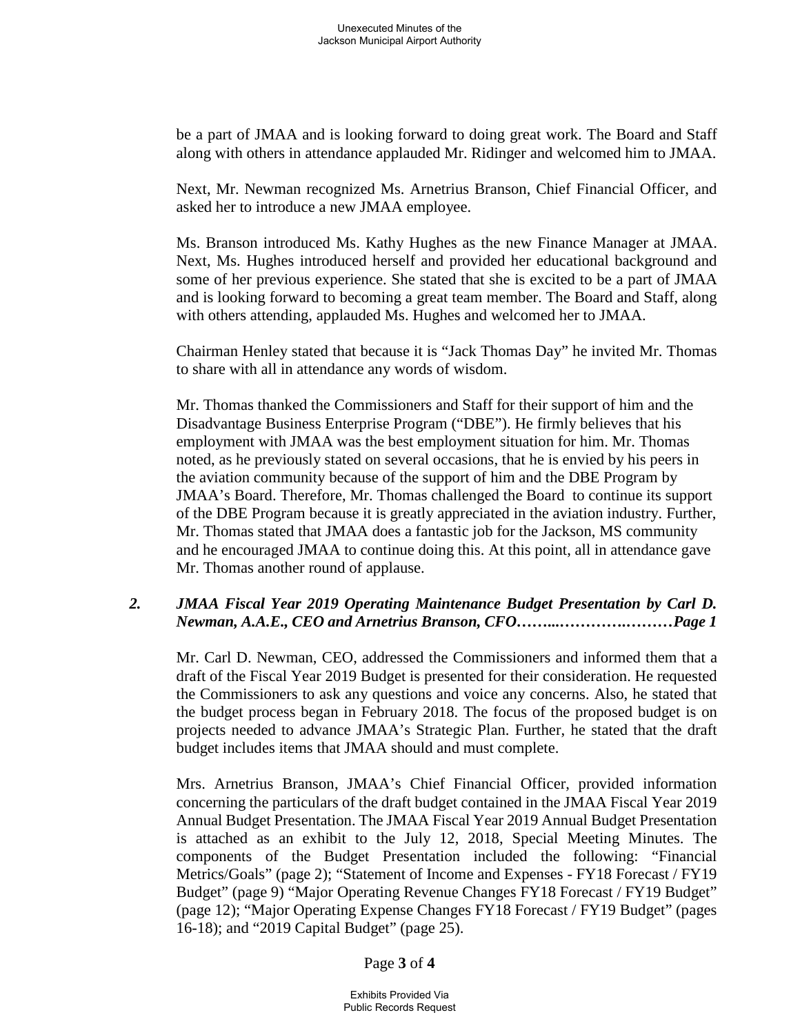be a part of JMAA and is looking forward to doing great work. The Board and Staff along with others in attendance applauded Mr. Ridinger and welcomed him to JMAA.

Next, Mr. Newman recognized Ms. Arnetrius Branson, Chief Financial Officer, and asked her to introduce a new JMAA employee.

Ms. Branson introduced Ms. Kathy Hughes as the new Finance Manager at JMAA. Next, Ms. Hughes introduced herself and provided her educational background and some of her previous experience. She stated that she is excited to be a part of JMAA and is looking forward to becoming a great team member. The Board and Staff, along with others attending, applauded Ms. Hughes and welcomed her to JMAA.

Chairman Henley stated that because it is "Jack Thomas Day" he invited Mr. Thomas to share with all in attendance any words of wisdom.

Mr. Thomas thanked the Commissioners and Staff for their support of him and the Disadvantage Business Enterprise Program ("DBE"). He firmly believes that his employment with JMAA was the best employment situation for him. Mr. Thomas noted, as he previously stated on several occasions, that he is envied by his peers in the aviation community because of the support of him and the DBE Program by JMAA's Board. Therefore, Mr. Thomas challenged the Board to continue its support of the DBE Program because it is greatly appreciated in the aviation industry. Further, Mr. Thomas stated that JMAA does a fantastic job for the Jackson, MS community and he encouraged JMAA to continue doing this. At this point, all in attendance gave Mr. Thomas another round of applause.

***2. JMAA Fiscal Year 2019 Operating Maintenance Budget Presentation by Carl D. Newman, A.A.E., CEO and Arnetrius Branson, CFO……..……….………Page 1***

Mr. Carl D. Newman, CEO, addressed the Commissioners and informed them that a draft of the Fiscal Year 2019 Budget is presented for their consideration. He requested the Commissioners to ask any questions and voice any concerns. Also, he stated that the budget process began in February 2018. The focus of the proposed budget is on projects needed to advance JMAA's Strategic Plan. Further, he stated that the draft budget includes items that JMAA should and must complete.

Mrs. Arnetrius Branson, JMAA's Chief Financial Officer, provided information concerning the particulars of the draft budget contained in the JMAA Fiscal Year 2019 Annual Budget Presentation. The JMAA Fiscal Year 2019 Annual Budget Presentation is attached as an exhibit to the July 12, 2018, Special Meeting Minutes. The components of the Budget Presentation included the following: "Financial Metrics/Goals" (page 2); "Statement of Income and Expenses - FY18 Forecast / FY19 Budget" (page 9) "Major Operating Revenue Changes FY18 Forecast / FY19 Budget" (page 12); "Major Operating Expense Changes FY18 Forecast / FY19 Budget" (pages 16-18); and "2019 Capital Budget" (page 25).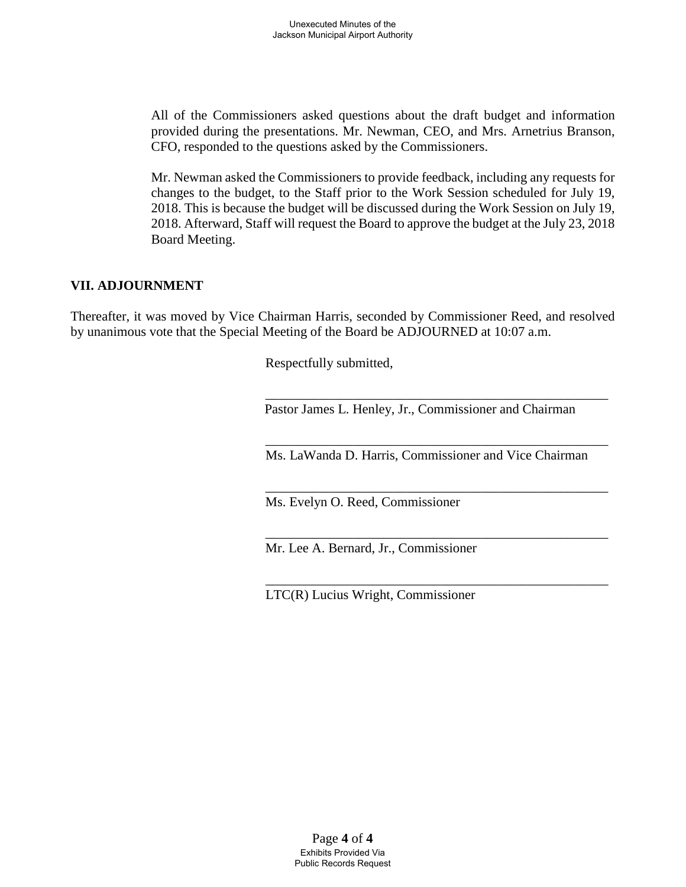All of the Commissioners asked questions about the draft budget and information provided during the presentations. Mr. Newman, CEO, and Mrs. Arnetrius Branson, CFO, responded to the questions asked by the Commissioners.

Mr. Newman asked the Commissioners to provide feedback, including any requests for changes to the budget, to the Staff prior to the Work Session scheduled for July 19, 2018. This is because the budget will be discussed during the Work Session on July 19, 2018. Afterward, Staff will request the Board to approve the budget at the July 23, 2018 Board Meeting.

## VII. ADJOURNMENT

Thereafter, it was moved by Vice Chairman Harris, seconded by Commissioner Reed, and resolved by unanimous vote that the Special Meeting of the Board be ADJOURNED at 10:07 a.m.

Respectfully submitted,

_____________________________________________

Pastor James L. Henley, Jr., Commissioner and Chairman

_____________________________________________

Ms. LaWanda D. Harris, Commissioner and Vice Chairman

_____________________________________________

Ms. Evelyn O. Reed, Commissioner

_____________________________________________

Mr. Lee A. Bernard, Jr., Commissioner

_____________________________________________

LTC(R) Lucius Wright, Commissioner